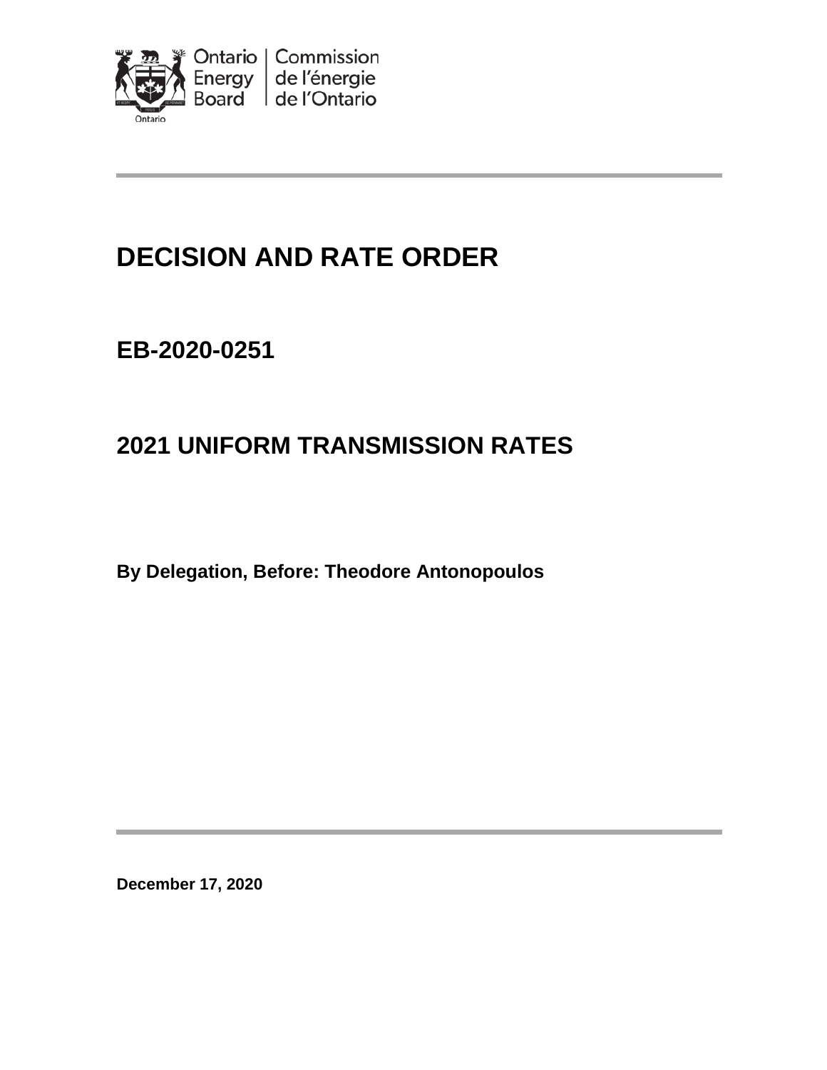Ontario Energy Board | Commission de l'énergie de l'Ontario

# DECISION AND RATE ORDER

## EB-2020-0251

## 2021 UNIFORM TRANSMISSION RATES

**By Delegation, Before: Theodore Antonopoulos**

**December 17, 2020**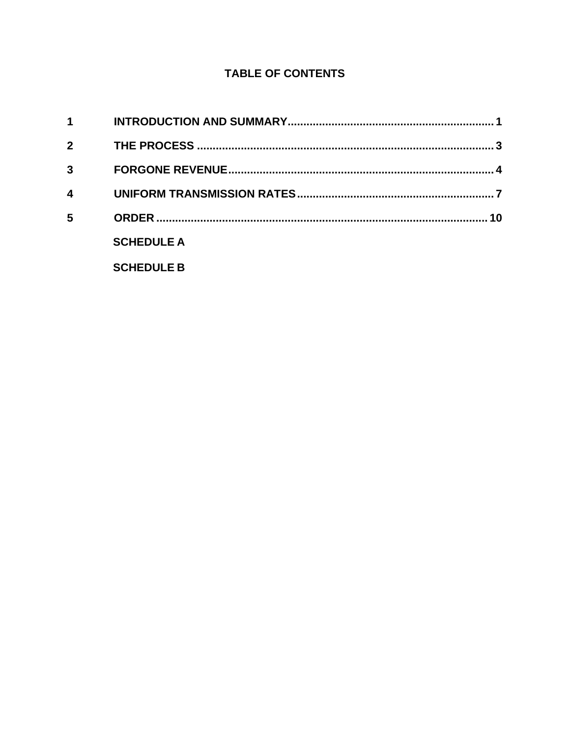# TABLE OF CONTENTS

| | | |
|---|---|---|
| 1 | INTRODUCTION AND SUMMARY | 1 |
| 2 | THE PROCESS | 3 |
| 3 | FORGONE REVENUE | 4 |
| 4 | UNIFORM TRANSMISSION RATES | 7 |
| 5 | ORDER | 10 |
| | SCHEDULE A | |
| | SCHEDULE B | |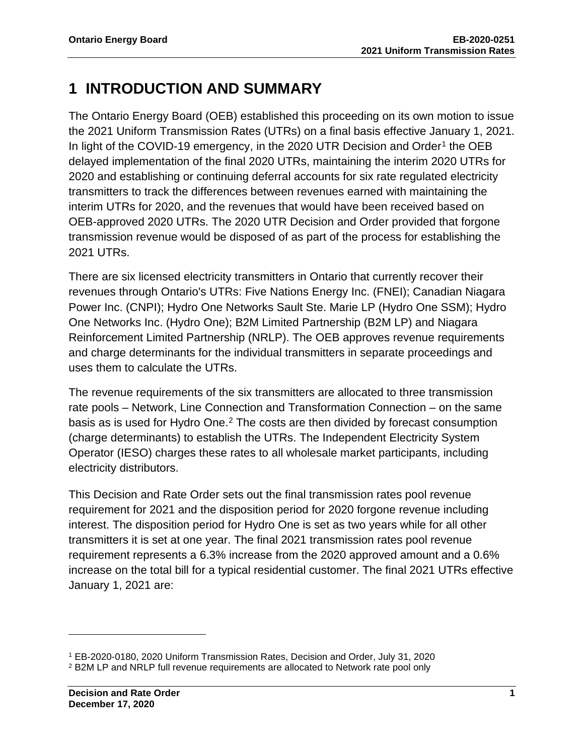# 1 INTRODUCTION AND SUMMARY

The Ontario Energy Board (OEB) established this proceeding on its own motion to issue the 2021 Uniform Transmission Rates (UTRs) on a final basis effective January 1, 2021. In light of the COVID-19 emergency, in the 2020 UTR Decision and Order[1] the OEB delayed implementation of the final 2020 UTRs, maintaining the interim 2020 UTRs for 2020 and establishing or continuing deferral accounts for six rate regulated electricity transmitters to track the differences between revenues earned with maintaining the interim UTRs for 2020, and the revenues that would have been received based on OEB-approved 2020 UTRs. The 2020 UTR Decision and Order provided that forgone transmission revenue would be disposed of as part of the process for establishing the 2021 UTRs.

There are six licensed electricity transmitters in Ontario that currently recover their revenues through Ontario's UTRs: Five Nations Energy Inc. (FNEI); Canadian Niagara Power Inc. (CNPI); Hydro One Networks Sault Ste. Marie LP (Hydro One SSM); Hydro One Networks Inc. (Hydro One); B2M Limited Partnership (B2M LP) and Niagara Reinforcement Limited Partnership (NRLP). The OEB approves revenue requirements and charge determinants for the individual transmitters in separate proceedings and uses them to calculate the UTRs.

The revenue requirements of the six transmitters are allocated to three transmission rate pools – Network, Line Connection and Transformation Connection – on the same basis as is used for Hydro One.[2] The costs are then divided by forecast consumption (charge determinants) to establish the UTRs. The Independent Electricity System Operator (IESO) charges these rates to all wholesale market participants, including electricity distributors.

This Decision and Rate Order sets out the final transmission rates pool revenue requirement for 2021 and the disposition period for 2020 forgone revenue including interest. The disposition period for Hydro One is set as two years while for all other transmitters it is set at one year. The final 2021 transmission rates pool revenue requirement represents a 6.3% increase from the 2020 approved amount and a 0.6% increase on the total bill for a typical residential customer. The final 2021 UTRs effective January 1, 2021 are:

---

[1] EB-2020-0180, 2020 Uniform Transmission Rates, Decision and Order, July 31, 2020

[2] B2M LP and NRLP full revenue requirements are allocated to Network rate pool only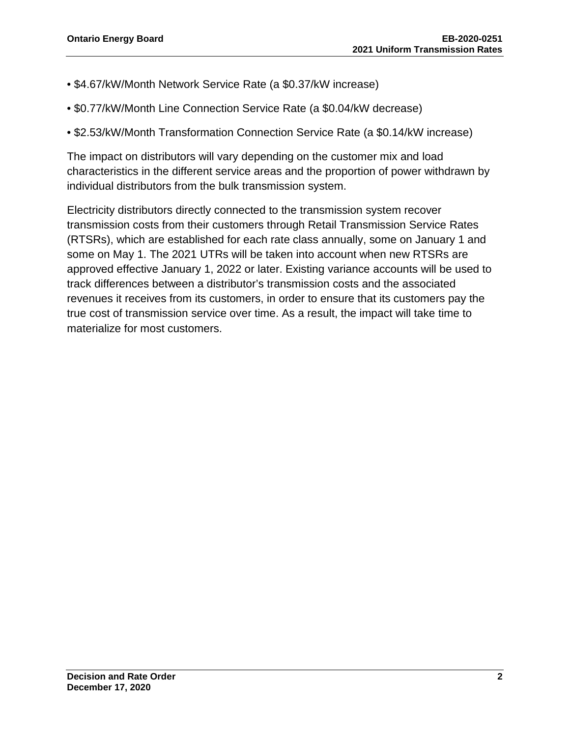- $4.67/kW/Month Network Service Rate (a $0.37/kW increase)
- $0.77/kW/Month Line Connection Service Rate (a $0.04/kW decrease)
- $2.53/kW/Month Transformation Connection Service Rate (a $0.14/kW increase)

The impact on distributors will vary depending on the customer mix and load characteristics in the different service areas and the proportion of power withdrawn by individual distributors from the bulk transmission system.

Electricity distributors directly connected to the transmission system recover transmission costs from their customers through Retail Transmission Service Rates (RTSRs), which are established for each rate class annually, some on January 1 and some on May 1. The 2021 UTRs will be taken into account when new RTSRs are approved effective January 1, 2022 or later. Existing variance accounts will be used to track differences between a distributor's transmission costs and the associated revenues it receives from its customers, in order to ensure that its customers pay the true cost of transmission service over time. As a result, the impact will take time to materialize for most customers.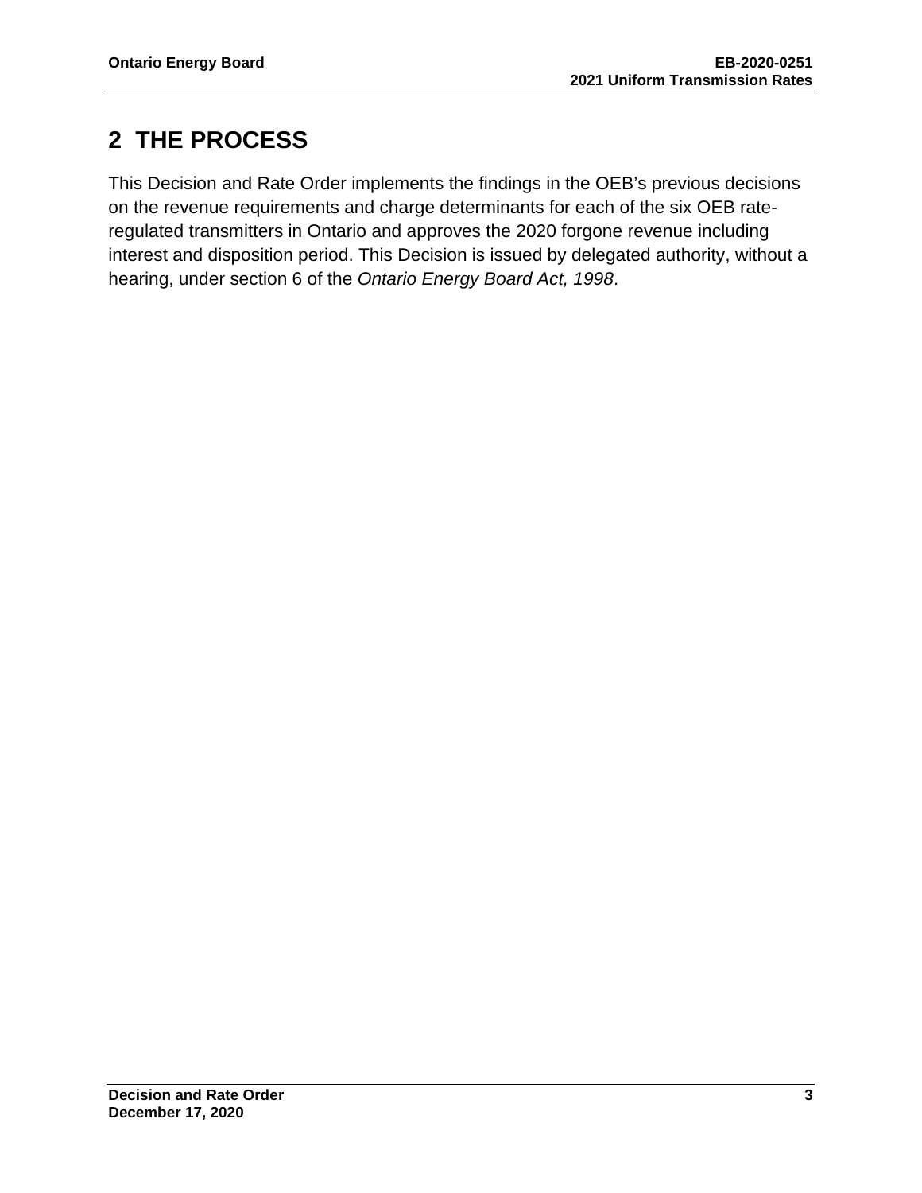# 2 THE PROCESS

This Decision and Rate Order implements the findings in the OEB's previous decisions on the revenue requirements and charge determinants for each of the six OEB rate-regulated transmitters in Ontario and approves the 2020 forgone revenue including interest and disposition period. This Decision is issued by delegated authority, without a hearing, under section 6 of the *Ontario Energy Board Act, 1998*.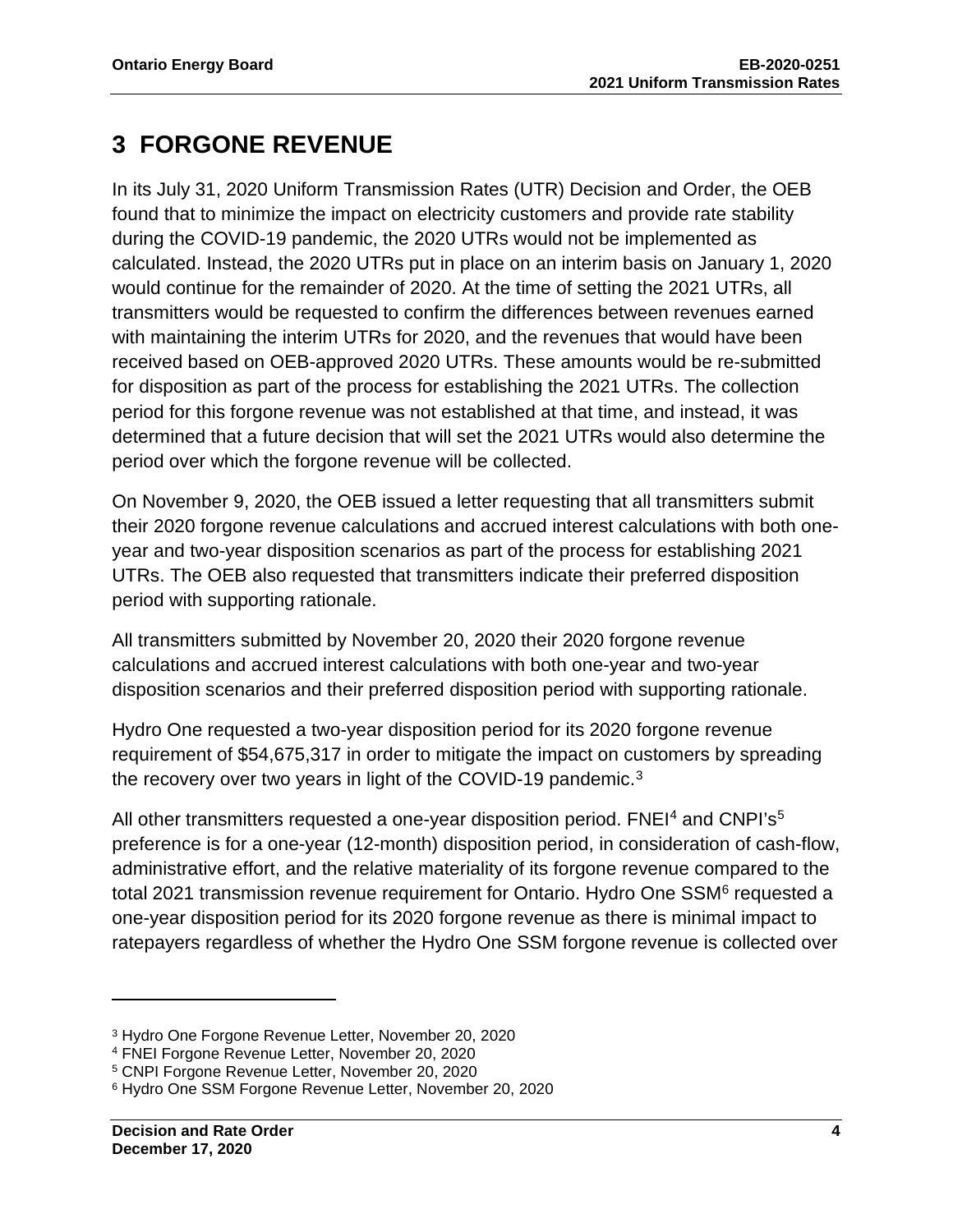# 3 FORGONE REVENUE

In its July 31, 2020 Uniform Transmission Rates (UTR) Decision and Order, the OEB found that to minimize the impact on electricity customers and provide rate stability during the COVID-19 pandemic, the 2020 UTRs would not be implemented as calculated. Instead, the 2020 UTRs put in place on an interim basis on January 1, 2020 would continue for the remainder of 2020. At the time of setting the 2021 UTRs, all transmitters would be requested to confirm the differences between revenues earned with maintaining the interim UTRs for 2020, and the revenues that would have been received based on OEB-approved 2020 UTRs. These amounts would be re-submitted for disposition as part of the process for establishing the 2021 UTRs. The collection period for this forgone revenue was not established at that time, and instead, it was determined that a future decision that will set the 2021 UTRs would also determine the period over which the forgone revenue will be collected.

On November 9, 2020, the OEB issued a letter requesting that all transmitters submit their 2020 forgone revenue calculations and accrued interest calculations with both one-year and two-year disposition scenarios as part of the process for establishing 2021 UTRs. The OEB also requested that transmitters indicate their preferred disposition period with supporting rationale.

All transmitters submitted by November 20, 2020 their 2020 forgone revenue calculations and accrued interest calculations with both one-year and two-year disposition scenarios and their preferred disposition period with supporting rationale.

Hydro One requested a two-year disposition period for its 2020 forgone revenue requirement of $54,675,317 in order to mitigate the impact on customers by spreading the recovery over two years in light of the COVID-19 pandemic.[3]

All other transmitters requested a one-year disposition period. FNEI[4] and CNPI's[5] preference is for a one-year (12-month) disposition period, in consideration of cash-flow, administrative effort, and the relative materiality of its forgone revenue compared to the total 2021 transmission revenue requirement for Ontario. Hydro One SSM[6] requested a one-year disposition period for its 2020 forgone revenue as there is minimal impact to ratepayers regardless of whether the Hydro One SSM forgone revenue is collected over

---

[3] Hydro One Forgone Revenue Letter, November 20, 2020

[4] FNEI Forgone Revenue Letter, November 20, 2020

[5] CNPI Forgone Revenue Letter, November 20, 2020

[6] Hydro One SSM Forgone Revenue Letter, November 20, 2020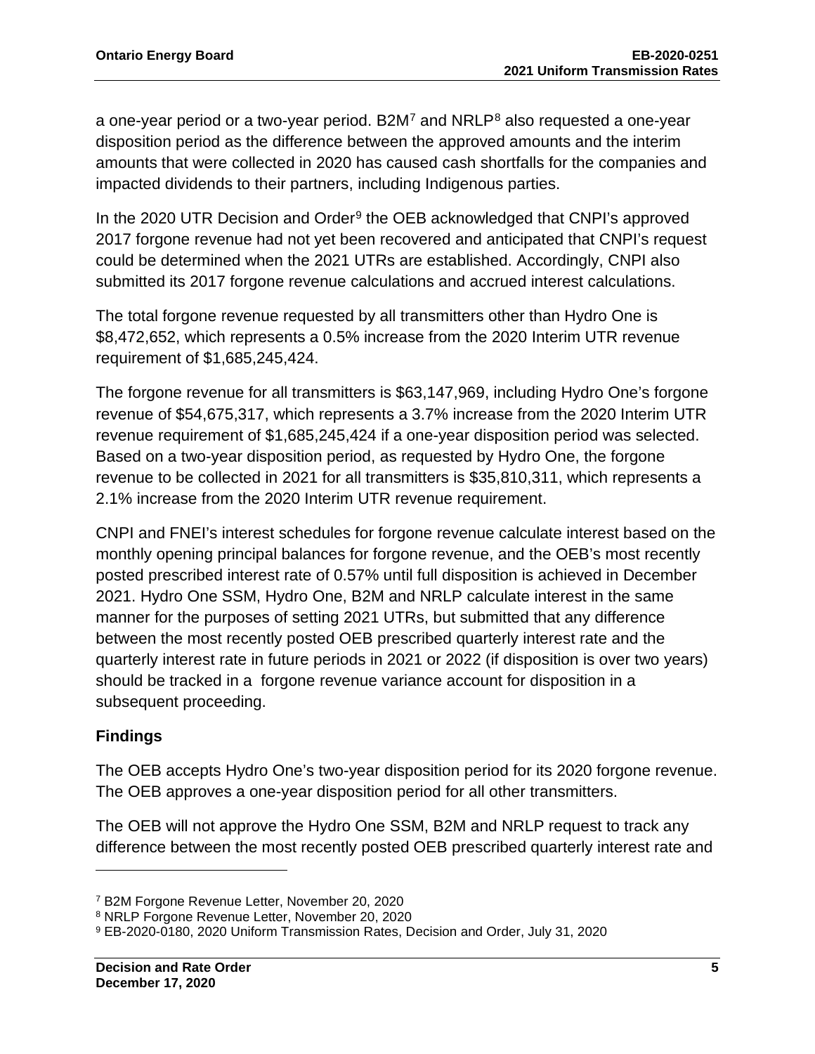a one-year period or a two-year period. B2M[7] and NRLP[8] also requested a one-year disposition period as the difference between the approved amounts and the interim amounts that were collected in 2020 has caused cash shortfalls for the companies and impacted dividends to their partners, including Indigenous parties.

In the 2020 UTR Decision and Order[9] the OEB acknowledged that CNPI's approved 2017 forgone revenue had not yet been recovered and anticipated that CNPI's request could be determined when the 2021 UTRs are established. Accordingly, CNPI also submitted its 2017 forgone revenue calculations and accrued interest calculations.

The total forgone revenue requested by all transmitters other than Hydro One is $8,472,652, which represents a 0.5% increase from the 2020 Interim UTR revenue requirement of $1,685,245,424.

The forgone revenue for all transmitters is $63,147,969, including Hydro One's forgone revenue of $54,675,317, which represents a 3.7% increase from the 2020 Interim UTR revenue requirement of $1,685,245,424 if a one-year disposition period was selected. Based on a two-year disposition period, as requested by Hydro One, the forgone revenue to be collected in 2021 for all transmitters is $35,810,311, which represents a 2.1% increase from the 2020 Interim UTR revenue requirement.

CNPI and FNEI's interest schedules for forgone revenue calculate interest based on the monthly opening principal balances for forgone revenue, and the OEB's most recently posted prescribed interest rate of 0.57% until full disposition is achieved in December 2021. Hydro One SSM, Hydro One, B2M and NRLP calculate interest in the same manner for the purposes of setting 2021 UTRs, but submitted that any difference between the most recently posted OEB prescribed quarterly interest rate and the quarterly interest rate in future periods in 2021 or 2022 (if disposition is over two years) should be tracked in a forgone revenue variance account for disposition in a subsequent proceeding.

### Findings

The OEB accepts Hydro One's two-year disposition period for its 2020 forgone revenue. The OEB approves a one-year disposition period for all other transmitters.

The OEB will not approve the Hydro One SSM, B2M and NRLP request to track any difference between the most recently posted OEB prescribed quarterly interest rate and

---

[7] B2M Forgone Revenue Letter, November 20, 2020

[8] NRLP Forgone Revenue Letter, November 20, 2020

[9] EB-2020-0180, 2020 Uniform Transmission Rates, Decision and Order, July 31, 2020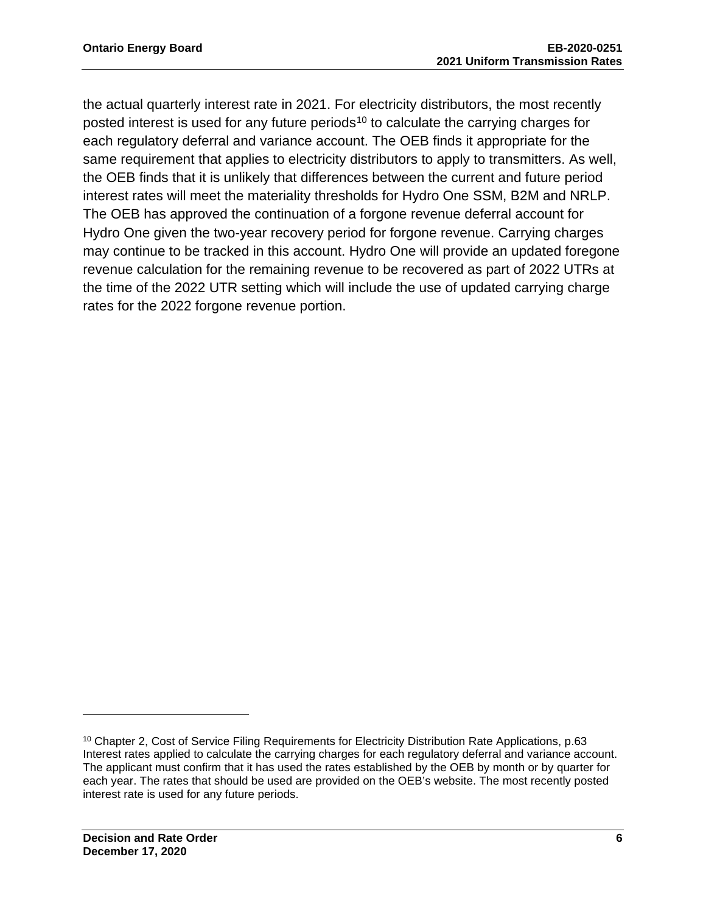the actual quarterly interest rate in 2021. For electricity distributors, the most recently posted interest is used for any future periods[10] to calculate the carrying charges for each regulatory deferral and variance account. The OEB finds it appropriate for the same requirement that applies to electricity distributors to apply to transmitters. As well, the OEB finds that it is unlikely that differences between the current and future period interest rates will meet the materiality thresholds for Hydro One SSM, B2M and NRLP. The OEB has approved the continuation of a forgone revenue deferral account for Hydro One given the two-year recovery period for forgone revenue. Carrying charges may continue to be tracked in this account. Hydro One will provide an updated foregone revenue calculation for the remaining revenue to be recovered as part of 2022 UTRs at the time of the 2022 UTR setting which will include the use of updated carrying charge rates for the 2022 forgone revenue portion.

---

[10] Chapter 2, Cost of Service Filing Requirements for Electricity Distribution Rate Applications, p.63 Interest rates applied to calculate the carrying charges for each regulatory deferral and variance account. The applicant must confirm that it has used the rates established by the OEB by month or by quarter for each year. The rates that should be used are provided on the OEB's website. The most recently posted interest rate is used for any future periods.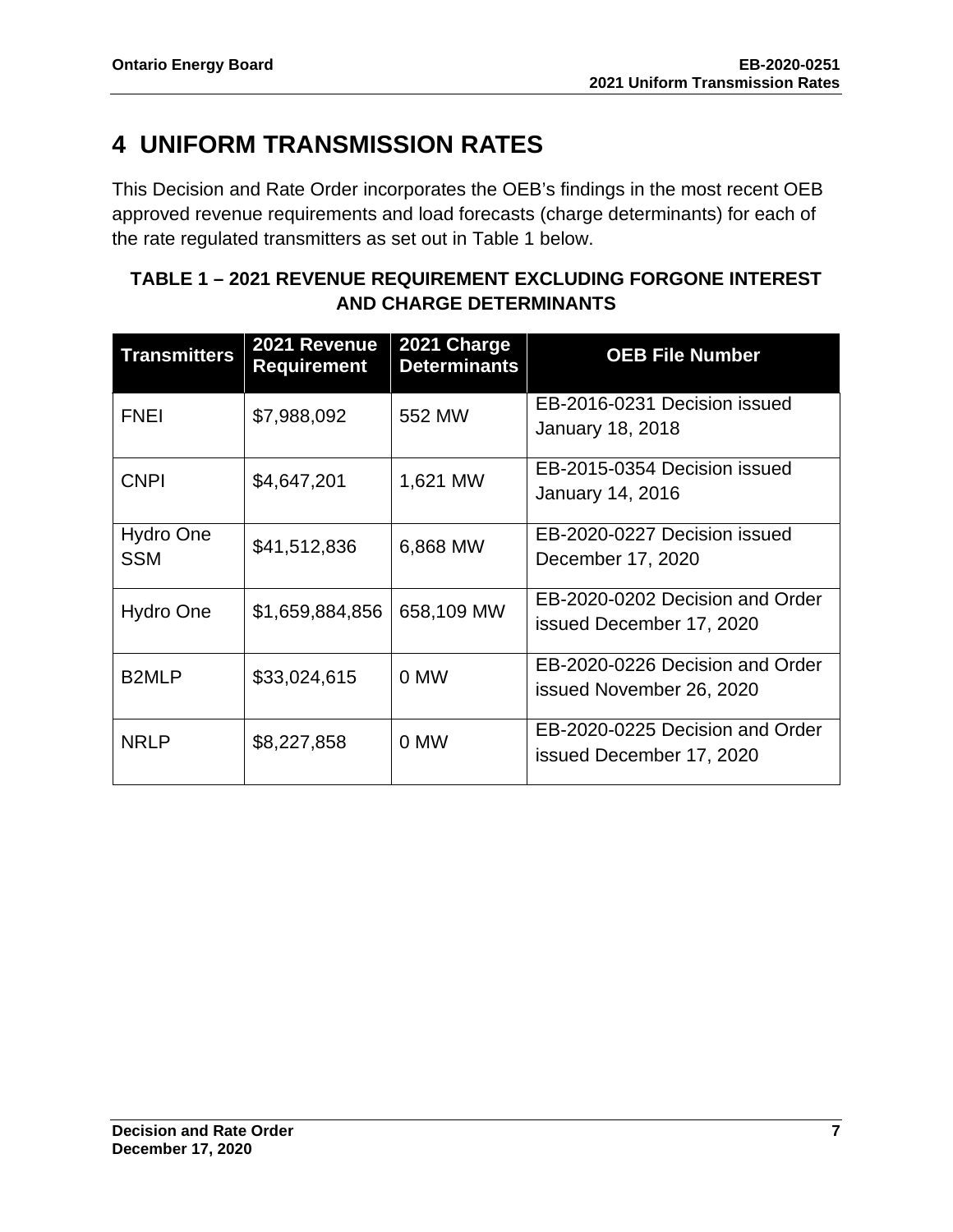# 4 UNIFORM TRANSMISSION RATES

This Decision and Rate Order incorporates the OEB's findings in the most recent OEB approved revenue requirements and load forecasts (charge determinants) for each of the rate regulated transmitters as set out in Table 1 below.

**TABLE 1 – 2021 REVENUE REQUIREMENT EXCLUDING FORGONE INTEREST AND CHARGE DETERMINANTS**

| Transmitters | 2021 Revenue Requirement | 2021 Charge Determinants | OEB File Number |
|---|---|---|---|
| FNEI | $7,988,092 | 552 MW | EB-2016-0231 Decision issued January 18, 2018 |
| CNPI | $4,647,201 | 1,621 MW | EB-2015-0354 Decision issued January 14, 2016 |
| Hydro One SSM | $41,512,836 | 6,868 MW | EB-2020-0227 Decision issued December 17, 2020 |
| Hydro One | $1,659,884,856 | 658,109 MW | EB-2020-0202 Decision and Order issued December 17, 2020 |
| B2MLP | $33,024,615 | 0 MW | EB-2020-0226 Decision and Order issued November 26, 2020 |
| NRLP | $8,227,858 | 0 MW | EB-2020-0225 Decision and Order issued December 17, 2020 |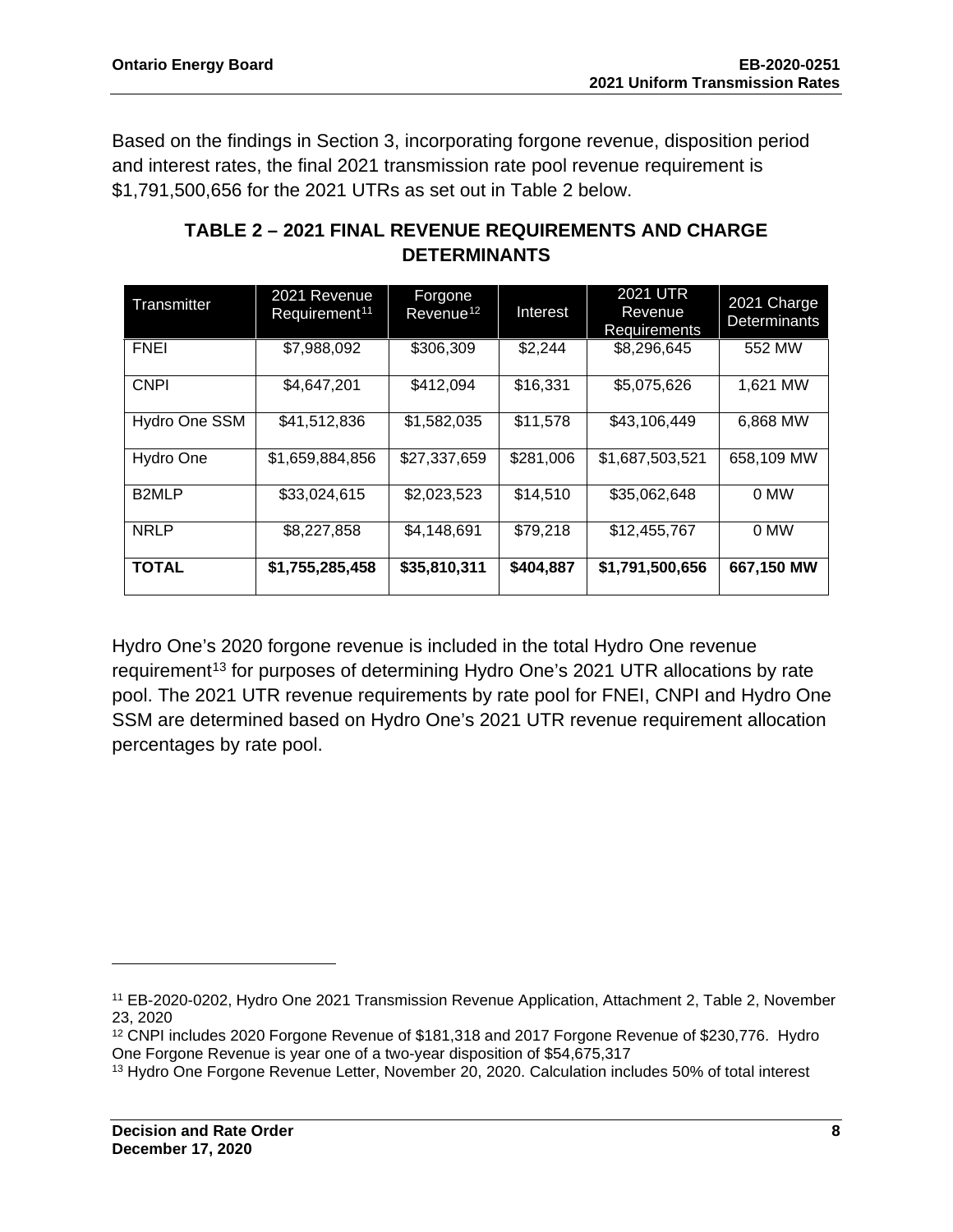Based on the findings in Section 3, incorporating forgone revenue, disposition period and interest rates, the final 2021 transmission rate pool revenue requirement is $1,791,500,656 for the 2021 UTRs as set out in Table 2 below.

**TABLE 2 – 2021 FINAL REVENUE REQUIREMENTS AND CHARGE DETERMINANTS**

| Transmitter | 2021 Revenue Requirement[11] | Forgone Revenue[12] | Interest | 2021 UTR Revenue Requirements | 2021 Charge Determinants |
|---|---|---|---|---|---|
| FNEI | $7,988,092 | $306,309 | $2,244 | $8,296,645 | 552 MW |
| CNPI | $4,647,201 | $412,094 | $16,331 | $5,075,626 | 1,621 MW |
| Hydro One SSM | $41,512,836 | $1,582,035 | $11,578 | $43,106,449 | 6,868 MW |
| Hydro One | $1,659,884,856 | $27,337,659 | $281,006 | $1,687,503,521 | 658,109 MW |
| B2MLP | $33,024,615 | $2,023,523 | $14,510 | $35,062,648 | 0 MW |
| NRLP | $8,227,858 | $4,148,691 | $79,218 | $12,455,767 | 0 MW |
| **TOTAL** | **$1,755,285,458** | **$35,810,311** | **$404,887** | **$1,791,500,656** | **667,150 MW** |

Hydro One's 2020 forgone revenue is included in the total Hydro One revenue requirement[13] for purposes of determining Hydro One's 2021 UTR allocations by rate pool. The 2021 UTR revenue requirements by rate pool for FNEI, CNPI and Hydro One SSM are determined based on Hydro One's 2021 UTR revenue requirement allocation percentages by rate pool.

---

[11] EB-2020-0202, Hydro One 2021 Transmission Revenue Application, Attachment 2, Table 2, November 23, 2020

[12] CNPI includes 2020 Forgone Revenue of $181,318 and 2017 Forgone Revenue of $230,776. Hydro One Forgone Revenue is year one of a two-year disposition of $54,675,317

[13] Hydro One Forgone Revenue Letter, November 20, 2020. Calculation includes 50% of total interest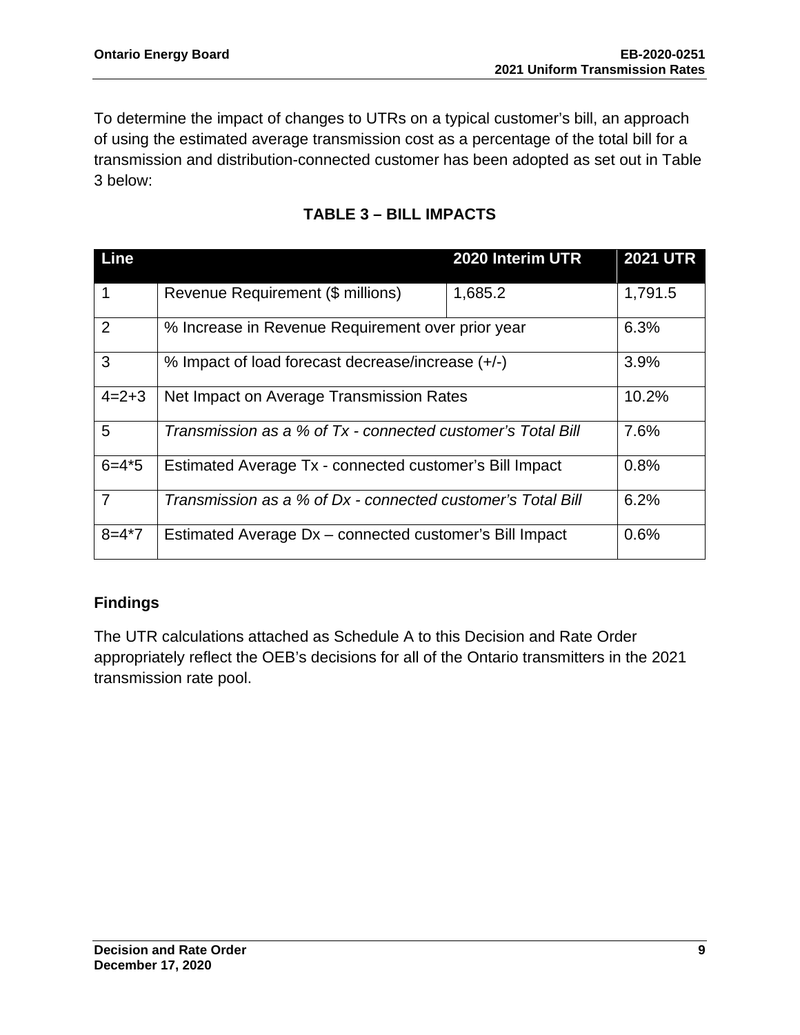To determine the impact of changes to UTRs on a typical customer's bill, an approach of using the estimated average transmission cost as a percentage of the total bill for a transmission and distribution-connected customer has been adopted as set out in Table 3 below:

**TABLE 3 – BILL IMPACTS**

| Line | | 2020 Interim UTR | 2021 UTR |
|---|---|---|---|
| 1 | Revenue Requirement ($ millions) | 1,685.2 | 1,791.5 |
| 2 | % Increase in Revenue Requirement over prior year | | 6.3% |
| 3 | % Impact of load forecast decrease/increase (+/-) | | 3.9% |
| 4=2+3 | Net Impact on Average Transmission Rates | | 10.2% |
| 5 | *Transmission as a % of Tx - connected customer's Total Bill* | | 7.6% |
| 6=4*5 | Estimated Average Tx - connected customer's Bill Impact | | 0.8% |
| 7 | *Transmission as a % of Dx - connected customer's Total Bill* | | 6.2% |
| 8=4*7 | Estimated Average Dx – connected customer's Bill Impact | | 0.6% |

### Findings

The UTR calculations attached as Schedule A to this Decision and Rate Order appropriately reflect the OEB's decisions for all of the Ontario transmitters in the 2021 transmission rate pool.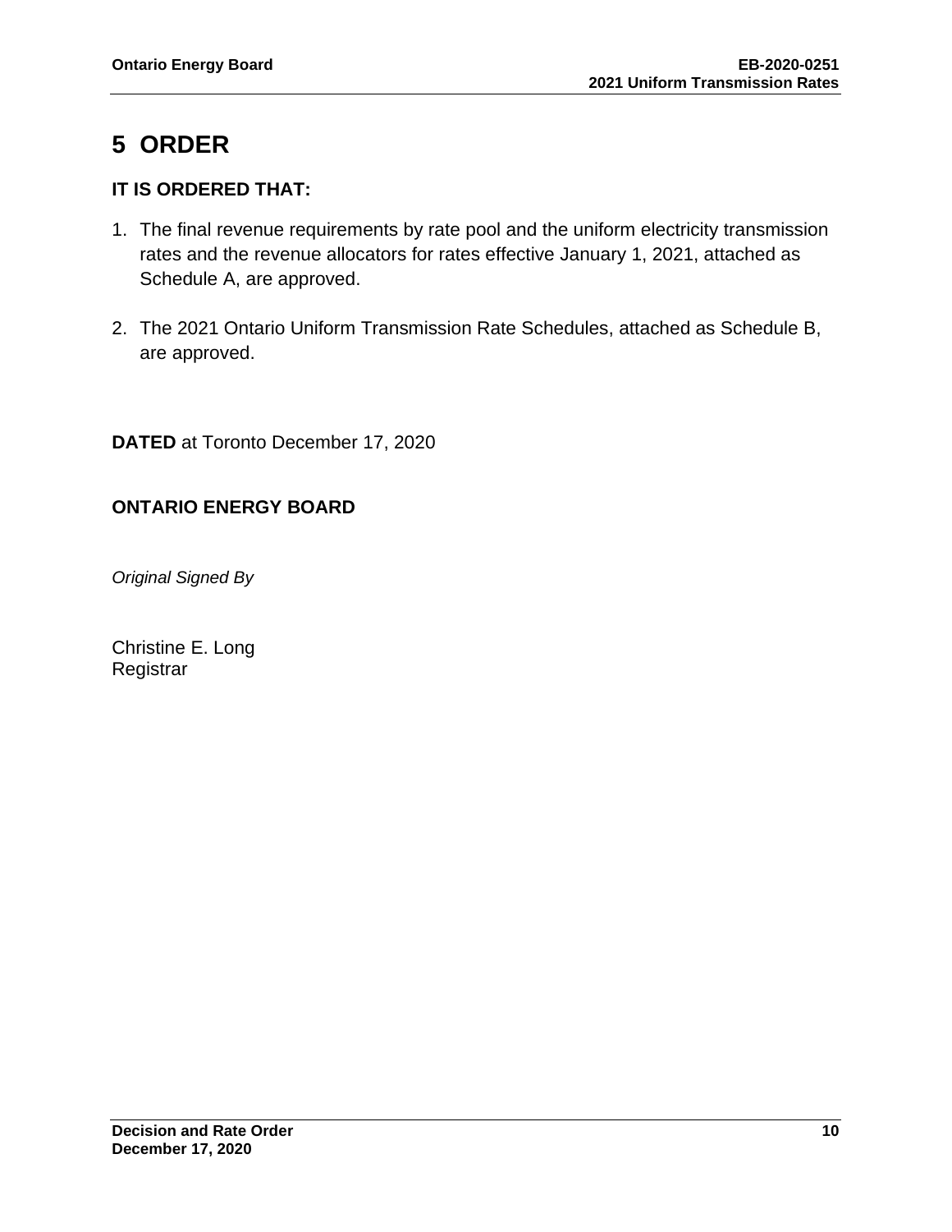# 5 ORDER

**IT IS ORDERED THAT:**

1. The final revenue requirements by rate pool and the uniform electricity transmission rates and the revenue allocators for rates effective January 1, 2021, attached as Schedule A, are approved.

2. The 2021 Ontario Uniform Transmission Rate Schedules, attached as Schedule B, are approved.

**DATED** at Toronto December 17, 2020

**ONTARIO ENERGY BOARD**

*Original Signed By*

Christine E. Long
Registrar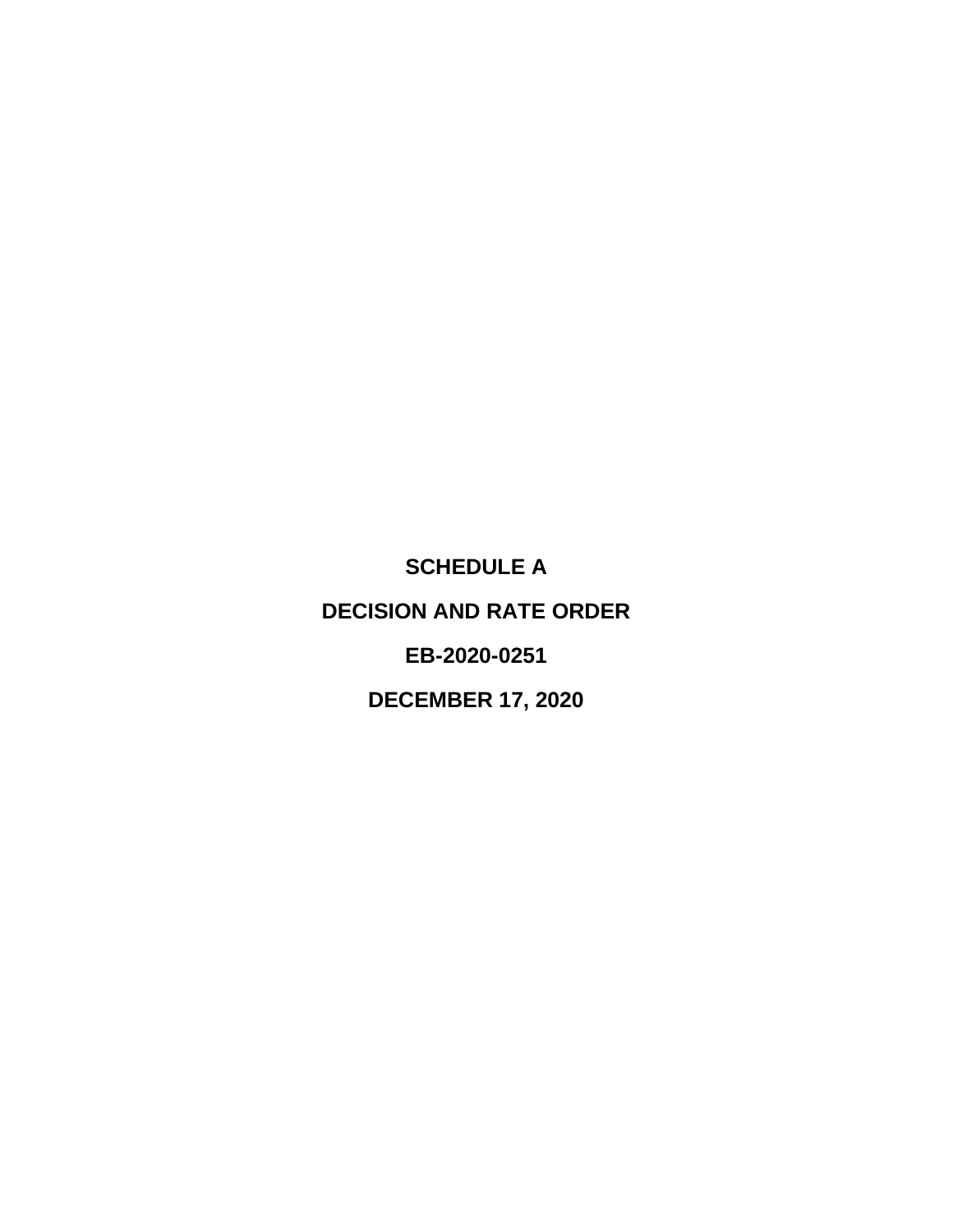**SCHEDULE A**

**DECISION AND RATE ORDER**

**EB-2020-0251**

**DECEMBER 17, 2020**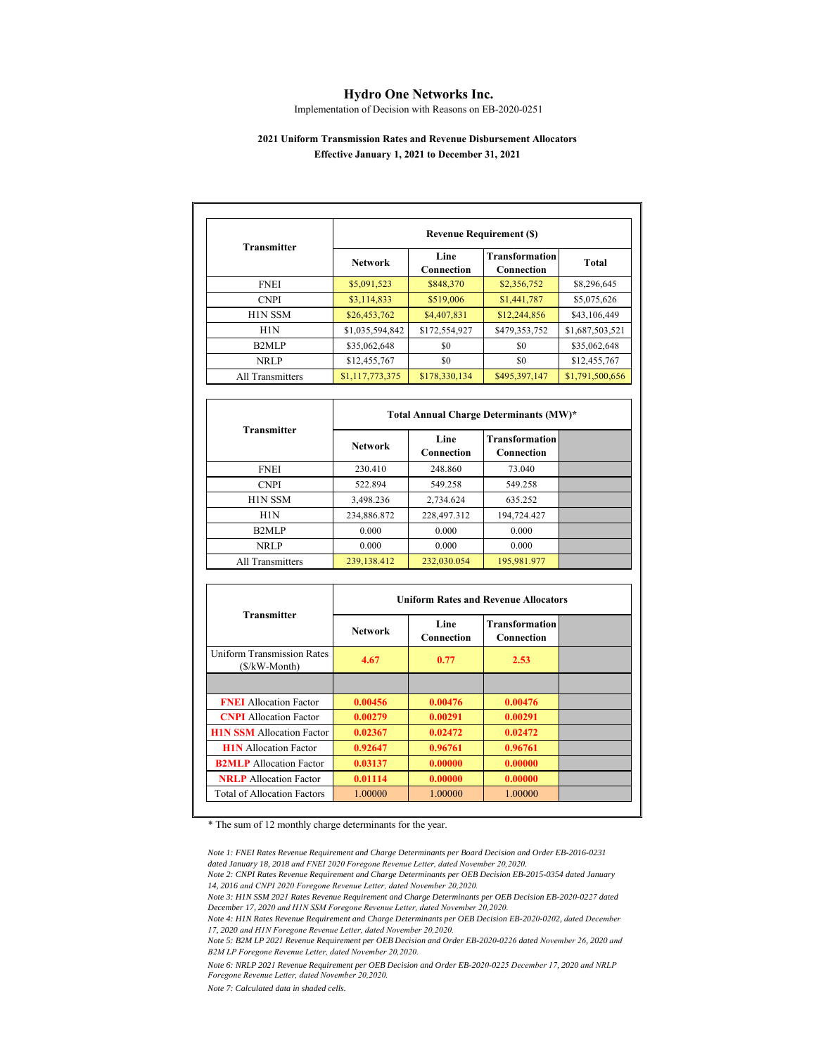# Hydro One Networks Inc.

Implementation of Decision with Reasons on EB-2020-0251

### 2021 Uniform Transmission Rates and Revenue Disbursement Allocators
### Effective January 1, 2021 to December 31, 2021

| Transmitter | Revenue Requirement ($) | | | |
|---|---|---|---|---|
| | Network | Line Connection | Transformation Connection | Total |
| FNEI | $5,091,523 | $848,370 | $2,356,752 | $8,296,645 |
| CNPI | $3,114,833 | $519,006 | $1,441,787 | $5,075,626 |
| H1N SSM | $26,453,762 | $4,407,831 | $12,244,856 | $43,106,449 |
| H1N | $1,035,594,842 | $172,554,927 | $479,353,752 | $1,687,503,521 |
| B2MLP | $35,062,648 | $0 | $0 | $35,062,648 |
| NRLP | $12,455,767 | $0 | $0 | $12,455,767 |
| All Transmitters | $1,117,773,375 | $178,330,134 | $495,397,147 | $1,791,500,656 |

| Transmitter | Total Annual Charge Determinants (MW)* | | | |
|---|---|---|---|---|
| | Network | Line Connection | Transformation Connection | |
| FNEI | 230.410 | 248.860 | 73.040 | |
| CNPI | 522.894 | 549.258 | 549.258 | |
| H1N SSM | 3,498.236 | 2,734.624 | 635.252 | |
| H1N | 234,886.872 | 228,497.312 | 194,724.427 | |
| B2MLP | 0.000 | 0.000 | 0.000 | |
| NRLP | 0.000 | 0.000 | 0.000 | |
| All Transmitters | 239,138.412 | 232,030.054 | 195,981.977 | |

| Transmitter | Uniform Rates and Revenue Allocators | | | |
|---|---|---|---|---|
| | Network | Line Connection | Transformation Connection | |
| Uniform Transmission Rates ($/kW-Month) | **4.67** | **0.77** | **2.53** | |
| | | | | |
| **FNEI** Allocation Factor | **0.00456** | **0.00476** | **0.00476** | |
| **CNPI** Allocation Factor | **0.00279** | **0.00291** | **0.00291** | |
| **H1N SSM** Allocation Factor | **0.02367** | **0.02472** | **0.02472** | |
| **H1N** Allocation Factor | **0.92647** | **0.96761** | **0.96761** | |
| **B2MLP** Allocation Factor | **0.03137** | **0.00000** | **0.00000** | |
| **NRLP** Allocation Factor | **0.01114** | **0.00000** | **0.00000** | |
| Total of Allocation Factors | 1.00000 | 1.00000 | 1.00000 | |

\* The sum of 12 monthly charge determinants for the year.

*Note 1: FNEI Rates Revenue Requirement and Charge Determinants per Board Decision and Order EB-2016-0231 dated January 18, 2018 and FNEI 2020 Foregone Revenue Letter, dated November 20,2020.*

*Note 2: CNPI Rates Revenue Requirement and Charge Determinants per OEB Decision EB-2015-0354 dated January 14, 2016 and CNPI 2020 Foregone Revenue Letter, dated November 20,2020.*

*Note 3: H1N SSM 2021 Rates Revenue Requirement and Charge Determinants per OEB Decision EB-2020-0227 dated December 17, 2020 and H1N SSM Foregone Revenue Letter, dated November 20,2020.*

*Note 4: H1N Rates Revenue Requirement and Charge Determinants per OEB Decision EB-2020-0202, dated December 17, 2020 and H1N Foregone Revenue Letter, dated November 20,2020.*

*Note 5: B2M LP 2021 Revenue Requirement per OEB Decision and Order EB-2020-0226 dated November 26, 2020 and B2M LP Foregone Revenue Letter, dated November 20,2020.*

*Note 6: NRLP 2021 Revenue Requirement per OEB Decision and Order EB-2020-0225 December 17, 2020 and NRLP Foregone Revenue Letter, dated November 20,2020.*

*Note 7: Calculated data in shaded cells.*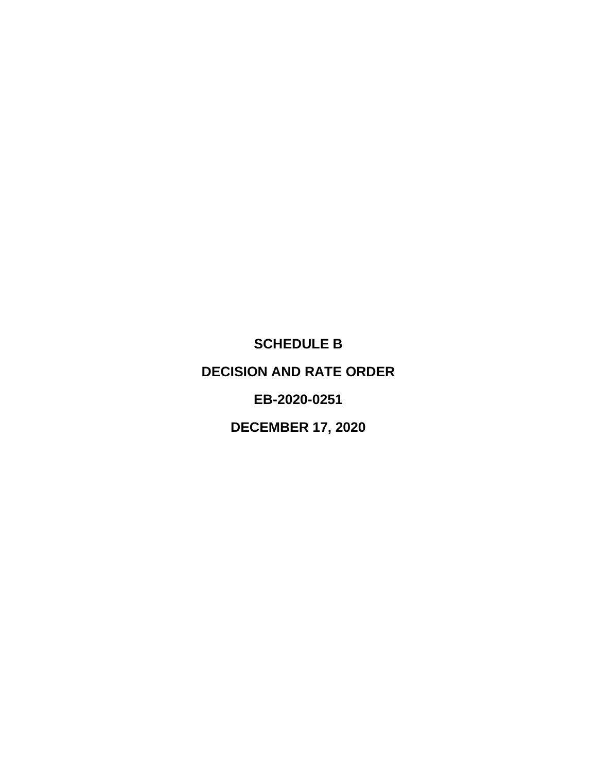# SCHEDULE B

# DECISION AND RATE ORDER

# EB-2020-0251

# DECEMBER 17, 2020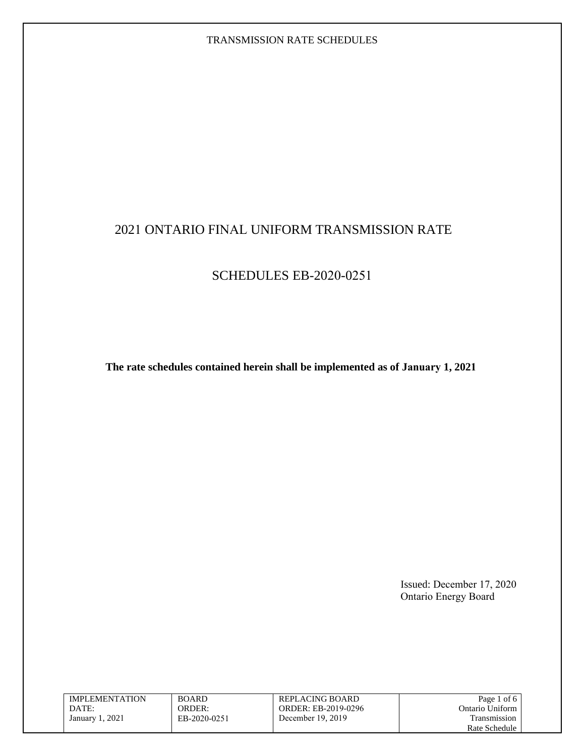# 2021 ONTARIO FINAL UNIFORM TRANSMISSION RATE

# SCHEDULES EB-2020-0251

**The rate schedules contained herein shall be implemented as of January 1, 2021**

Issued: December 17, 2020
Ontario Energy Board

| IMPLEMENTATION DATE: January 1, 2021 | BOARD ORDER: EB-2020-0251 | REPLACING BOARD ORDER: EB-2019-0296 December 19, 2019 | Ontario Uniform Transmission Rate Schedule |
|---|---|---|---|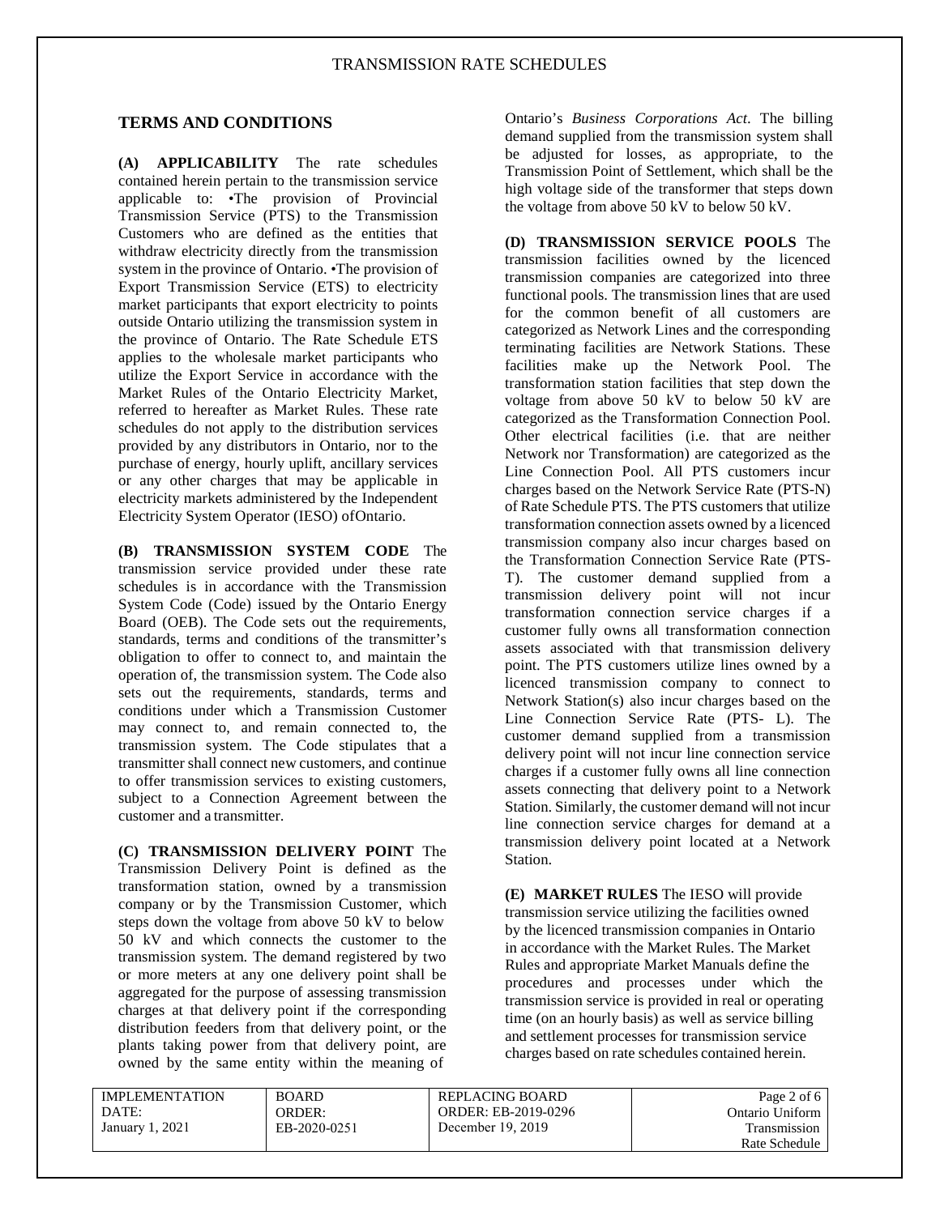## TERMS AND CONDITIONS

**(A) APPLICABILITY** The rate schedules contained herein pertain to the transmission service applicable to: •The provision of Provincial Transmission Service (PTS) to the Transmission Customers who are defined as the entities that withdraw electricity directly from the transmission system in the province of Ontario. •The provision of Export Transmission Service (ETS) to electricity market participants that export electricity to points outside Ontario utilizing the transmission system in the province of Ontario. The Rate Schedule ETS applies to the wholesale market participants who utilize the Export Service in accordance with the Market Rules of the Ontario Electricity Market, referred to hereafter as Market Rules. These rate schedules do not apply to the distribution services provided by any distributors in Ontario, nor to the purchase of energy, hourly uplift, ancillary services or any other charges that may be applicable in electricity markets administered by the Independent Electricity System Operator (IESO) ofOntario.

**(B) TRANSMISSION SYSTEM CODE** The transmission service provided under these rate schedules is in accordance with the Transmission System Code (Code) issued by the Ontario Energy Board (OEB). The Code sets out the requirements, standards, terms and conditions of the transmitter's obligation to offer to connect to, and maintain the operation of, the transmission system. The Code also sets out the requirements, standards, terms and conditions under which a Transmission Customer may connect to, and remain connected to, the transmission system. The Code stipulates that a transmitter shall connect new customers, and continue to offer transmission services to existing customers, subject to a Connection Agreement between the customer and a transmitter.

**(C) TRANSMISSION DELIVERY POINT** The Transmission Delivery Point is defined as the transformation station, owned by a transmission company or by the Transmission Customer, which steps down the voltage from above 50 kV to below 50 kV and which connects the customer to the transmission system. The demand registered by two or more meters at any one delivery point shall be aggregated for the purpose of assessing transmission charges at that delivery point if the corresponding distribution feeders from that delivery point, or the plants taking power from that delivery point, are owned by the same entity within the meaning of Ontario's *Business Corporations Act*. The billing demand supplied from the transmission system shall be adjusted for losses, as appropriate, to the Transmission Point of Settlement, which shall be the high voltage side of the transformer that steps down the voltage from above 50 kV to below 50 kV.

**(D) TRANSMISSION SERVICE POOLS** The transmission facilities owned by the licenced transmission companies are categorized into three functional pools. The transmission lines that are used for the common benefit of all customers are categorized as Network Lines and the corresponding terminating facilities are Network Stations. These facilities make up the Network Pool. The transformation station facilities that step down the voltage from above 50 kV to below 50 kV are categorized as the Transformation Connection Pool. Other electrical facilities (i.e. that are neither Network nor Transformation) are categorized as the Line Connection Pool. All PTS customers incur charges based on the Network Service Rate (PTS-N) of Rate Schedule PTS. The PTS customers that utilize transformation connection assets owned by a licenced transmission company also incur charges based on the Transformation Connection Service Rate (PTS-T). The customer demand supplied from a transmission delivery point will not incur transformation connection service charges if a customer fully owns all transformation connection assets associated with that transmission delivery point. The PTS customers utilize lines owned by a licenced transmission company to connect to Network Station(s) also incur charges based on the Line Connection Service Rate (PTS- L). The customer demand supplied from a transmission delivery point will not incur line connection service charges if a customer fully owns all line connection assets connecting that delivery point to a Network Station. Similarly, the customer demand will not incur line connection service charges for demand at a transmission delivery point located at a Network Station.

**(E) MARKET RULES** The IESO will provide transmission service utilizing the facilities owned by the licenced transmission companies in Ontario in accordance with the Market Rules. The Market Rules and appropriate Market Manuals define the procedures and processes under which the transmission service is provided in real or operating time (on an hourly basis) as well as service billing and settlement processes for transmission service charges based on rate schedules contained herein.

| IMPLEMENTATION DATE: January 1, 2021 | BOARD ORDER: EB-2020-0251 | REPLACING BOARD ORDER: EB-2019-0296 December 19, 2019 | Ontario Uniform Transmission Rate Schedule |
|---|---|---|---|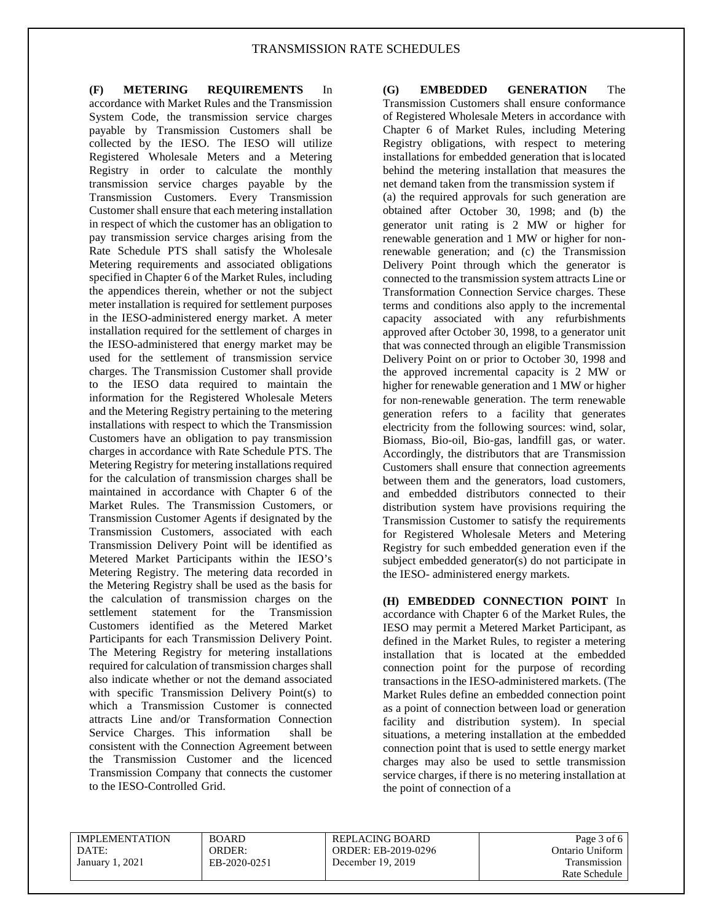**(F) METERING REQUIREMENTS** In accordance with Market Rules and the Transmission System Code, the transmission service charges payable by Transmission Customers shall be collected by the IESO. The IESO will utilize Registered Wholesale Meters and a Metering Registry in order to calculate the monthly transmission service charges payable by the Transmission Customers. Every Transmission Customer shall ensure that each metering installation in respect of which the customer has an obligation to pay transmission service charges arising from the Rate Schedule PTS shall satisfy the Wholesale Metering requirements and associated obligations specified in Chapter 6 of the Market Rules, including the appendices therein, whether or not the subject meter installation is required for settlement purposes in the IESO-administered energy market. A meter installation required for the settlement of charges in the IESO-administered that energy market may be used for the settlement of transmission service charges. The Transmission Customer shall provide to the IESO data required to maintain the information for the Registered Wholesale Meters and the Metering Registry pertaining to the metering installations with respect to which the Transmission Customers have an obligation to pay transmission charges in accordance with Rate Schedule PTS. The Metering Registry for metering installations required for the calculation of transmission charges shall be maintained in accordance with Chapter 6 of the Market Rules. The Transmission Customers, or Transmission Customer Agents if designated by the Transmission Customers, associated with each Transmission Delivery Point will be identified as Metered Market Participants within the IESO's Metering Registry. The metering data recorded in the Metering Registry shall be used as the basis for the calculation of transmission charges on the settlement statement for the Transmission Customers identified as the Metered Market Participants for each Transmission Delivery Point. The Metering Registry for metering installations required for calculation of transmission charges shall also indicate whether or not the demand associated with specific Transmission Delivery Point(s) to which a Transmission Customer is connected attracts Line and/or Transformation Connection Service Charges. This information shall be consistent with the Connection Agreement between the Transmission Customer and the licenced Transmission Company that connects the customer to the IESO-Controlled Grid.

**(G) EMBEDDED GENERATION** The Transmission Customers shall ensure conformance of Registered Wholesale Meters in accordance with Chapter 6 of Market Rules, including Metering Registry obligations, with respect to metering installations for embedded generation that is located behind the metering installation that measures the net demand taken from the transmission system if (a) the required approvals for such generation are obtained after October 30, 1998; and (b) the generator unit rating is 2 MW or higher for renewable generation and 1 MW or higher for non-renewable generation; and (c) the Transmission Delivery Point through which the generator is connected to the transmission system attracts Line or Transformation Connection Service charges. These terms and conditions also apply to the incremental capacity associated with any refurbishments approved after October 30, 1998, to a generator unit that was connected through an eligible Transmission Delivery Point on or prior to October 30, 1998 and the approved incremental capacity is 2 MW or higher for renewable generation and 1 MW or higher for non-renewable generation. The term renewable generation refers to a facility that generates electricity from the following sources: wind, solar, Biomass, Bio-oil, Bio-gas, landfill gas, or water. Accordingly, the distributors that are Transmission Customers shall ensure that connection agreements between them and the generators, load customers, and embedded distributors connected to their distribution system have provisions requiring the Transmission Customer to satisfy the requirements for Registered Wholesale Meters and Metering Registry for such embedded generation even if the subject embedded generator(s) do not participate in the IESO- administered energy markets.

**(H) EMBEDDED CONNECTION POINT** In accordance with Chapter 6 of the Market Rules, the IESO may permit a Metered Market Participant, as defined in the Market Rules, to register a metering installation that is located at the embedded connection point for the purpose of recording transactions in the IESO-administered markets. (The Market Rules define an embedded connection point as a point of connection between load or generation facility and distribution system). In special situations, a metering installation at the embedded connection point that is used to settle energy market charges may also be used to settle transmission service charges, if there is no metering installation at the point of connection of a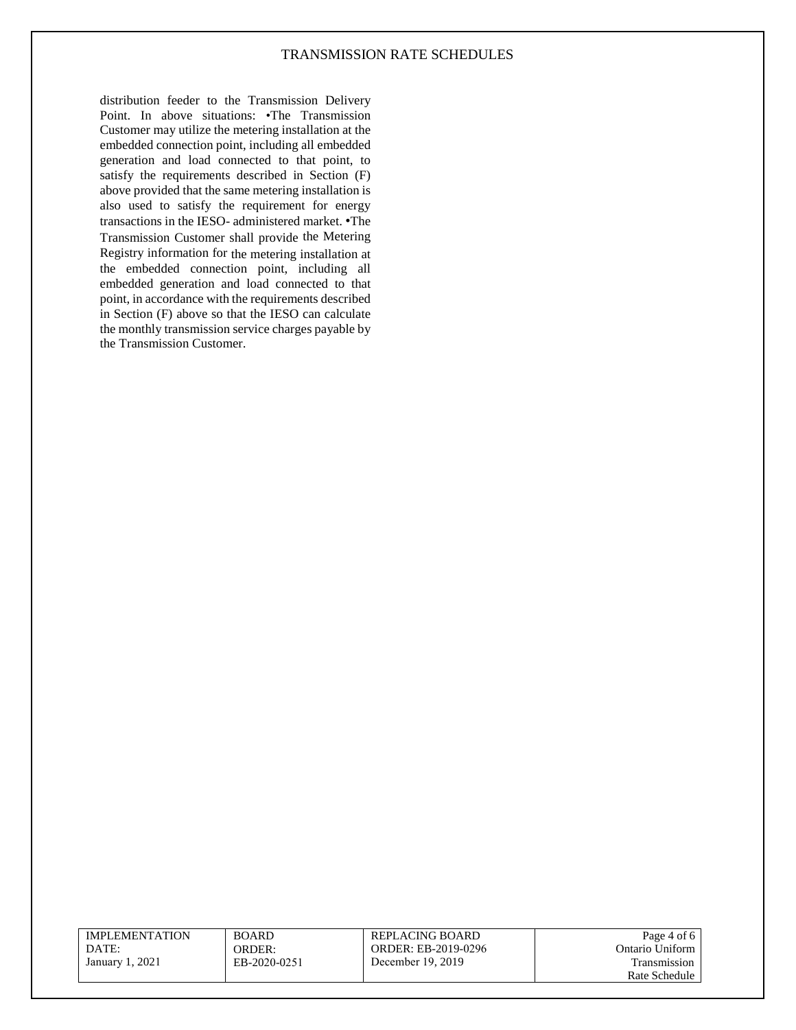distribution feeder to the Transmission Delivery Point. In above situations: •The Transmission Customer may utilize the metering installation at the embedded connection point, including all embedded generation and load connected to that point, to satisfy the requirements described in Section (F) above provided that the same metering installation is also used to satisfy the requirement for energy transactions in the IESO- administered market. •The Transmission Customer shall provide the Metering Registry information for the metering installation at the embedded connection point, including all embedded generation and load connected to that point, in accordance with the requirements described in Section (F) above so that the IESO can calculate the monthly transmission service charges payable by the Transmission Customer.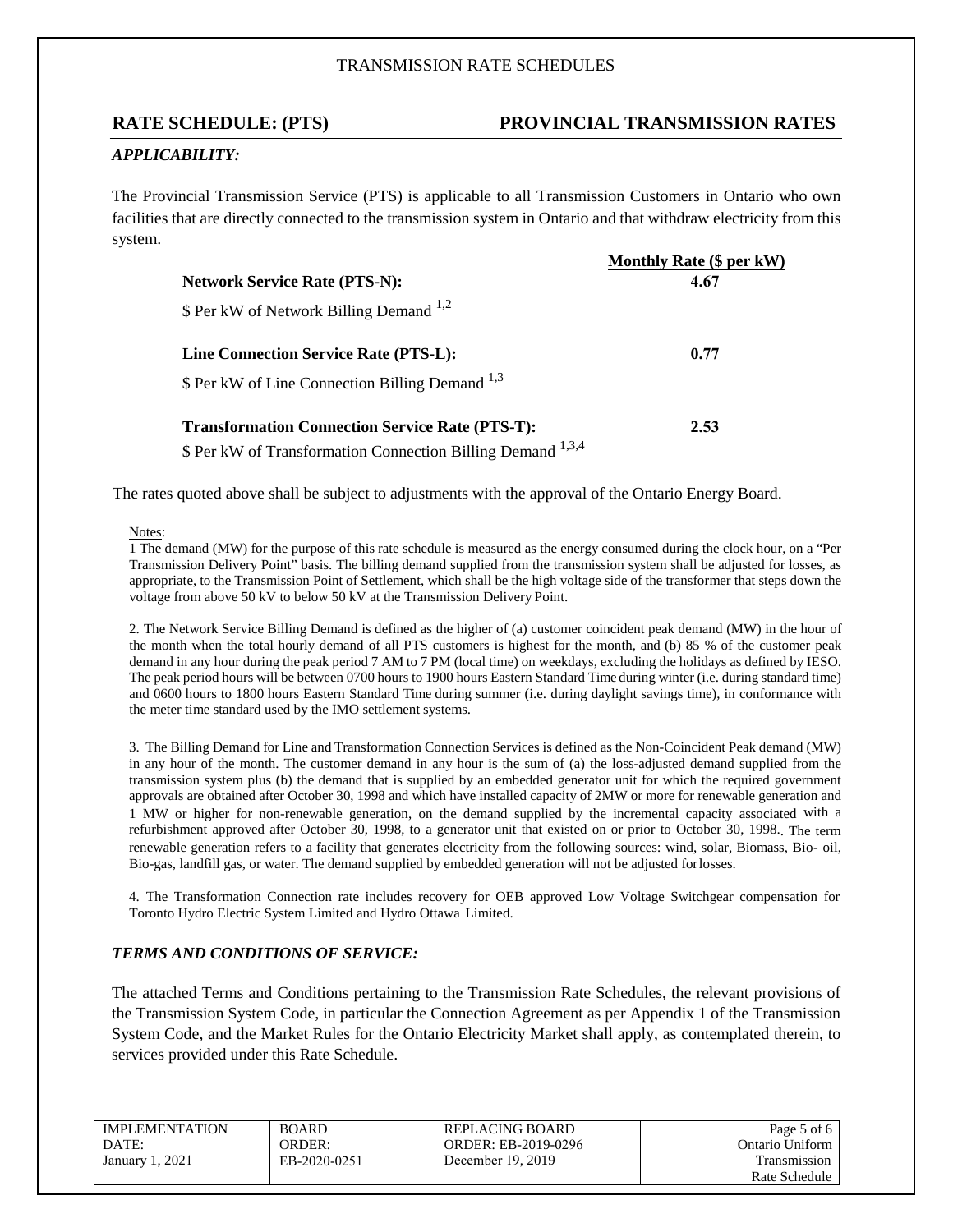TRANSMISSION RATE SCHEDULES

## RATE SCHEDULE: (PTS) PROVINCIAL TRANSMISSION RATES

### *APPLICABILITY:*

The Provincial Transmission Service (PTS) is applicable to all Transmission Customers in Ontario who own facilities that are directly connected to the transmission system in Ontario and that withdraw electricity from this system.

| | Monthly Rate ($ per kW) |
|---|---|
| **Network Service Rate (PTS-N):** | **4.67** |
| $ Per kW of Network Billing Demand [1,2] | |
| **Line Connection Service Rate (PTS-L):** | **0.77** |
| $ Per kW of Line Connection Billing Demand [1,3] | |
| **Transformation Connection Service Rate (PTS-T):** | **2.53** |
| $ Per kW of Transformation Connection Billing Demand [1,3,4] | |

The rates quoted above shall be subject to adjustments with the approval of the Ontario Energy Board.

Notes:

1 The demand (MW) for the purpose of this rate schedule is measured as the energy consumed during the clock hour, on a "Per Transmission Delivery Point" basis. The billing demand supplied from the transmission system shall be adjusted for losses, as appropriate, to the Transmission Point of Settlement, which shall be the high voltage side of the transformer that steps down the voltage from above 50 kV to below 50 kV at the Transmission Delivery Point.

2. The Network Service Billing Demand is defined as the higher of (a) customer coincident peak demand (MW) in the hour of the month when the total hourly demand of all PTS customers is highest for the month, and (b) 85 % of the customer peak demand in any hour during the peak period 7 AM to 7 PM (local time) on weekdays, excluding the holidays as defined by IESO. The peak period hours will be between 0700 hours to 1900 hours Eastern Standard Time during winter (i.e. during standard time) and 0600 hours to 1800 hours Eastern Standard Time during summer (i.e. during daylight savings time), in conformance with the meter time standard used by the IMO settlement systems.

3. The Billing Demand for Line and Transformation Connection Services is defined as the Non-Coincident Peak demand (MW) in any hour of the month. The customer demand in any hour is the sum of (a) the loss-adjusted demand supplied from the transmission system plus (b) the demand that is supplied by an embedded generator unit for which the required government approvals are obtained after October 30, 1998 and which have installed capacity of 2MW or more for renewable generation and 1 MW or higher for non-renewable generation, on the demand supplied by the incremental capacity associated with a refurbishment approved after October 30, 1998, to a generator unit that existed on or prior to October 30, 1998.. The term renewable generation refers to a facility that generates electricity from the following sources: wind, solar, Biomass, Bio- oil, Bio-gas, landfill gas, or water. The demand supplied by embedded generation will not be adjusted for losses.

4. The Transformation Connection rate includes recovery for OEB approved Low Voltage Switchgear compensation for Toronto Hydro Electric System Limited and Hydro Ottawa Limited.

### *TERMS AND CONDITIONS OF SERVICE:*

The attached Terms and Conditions pertaining to the Transmission Rate Schedules, the relevant provisions of the Transmission System Code, in particular the Connection Agreement as per Appendix 1 of the Transmission System Code, and the Market Rules for the Ontario Electricity Market shall apply, as contemplated therein, to services provided under this Rate Schedule.

| IMPLEMENTATION DATE: January 1, 2021 | BOARD ORDER: EB-2020-0251 | REPLACING BOARD ORDER: EB-2019-0296 December 19, 2019 | Ontario Uniform Transmission Rate Schedule |
|---|---|---|---|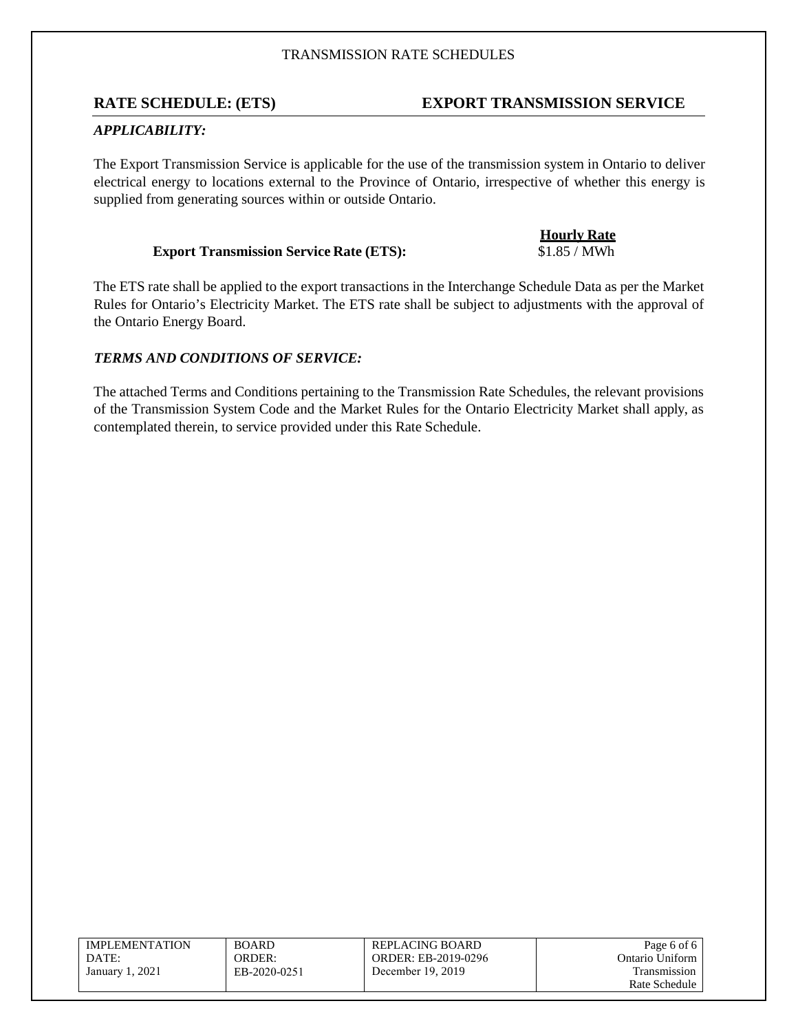## RATE SCHEDULE: (ETS) EXPORT TRANSMISSION SERVICE

***APPLICABILITY:***

The Export Transmission Service is applicable for the use of the transmission system in Ontario to deliver electrical energy to locations external to the Province of Ontario, irrespective of whether this energy is supplied from generating sources within or outside Ontario.

| | Hourly Rate |
|---|---|
| **Export Transmission Service Rate (ETS):** | \$1.85 / MWh |

The ETS rate shall be applied to the export transactions in the Interchange Schedule Data as per the Market Rules for Ontario's Electricity Market. The ETS rate shall be subject to adjustments with the approval of the Ontario Energy Board.

***TERMS AND CONDITIONS OF SERVICE:***

The attached Terms and Conditions pertaining to the Transmission Rate Schedules, the relevant provisions of the Transmission System Code and the Market Rules for the Ontario Electricity Market shall apply, as contemplated therein, to service provided under this Rate Schedule.

| IMPLEMENTATION DATE: January 1, 2021 | BOARD ORDER: EB-2020-0251 | REPLACING BOARD ORDER: EB-2019-0296 December 19, 2019 | Ontario Uniform Transmission Rate Schedule |
|---|---|---|---|